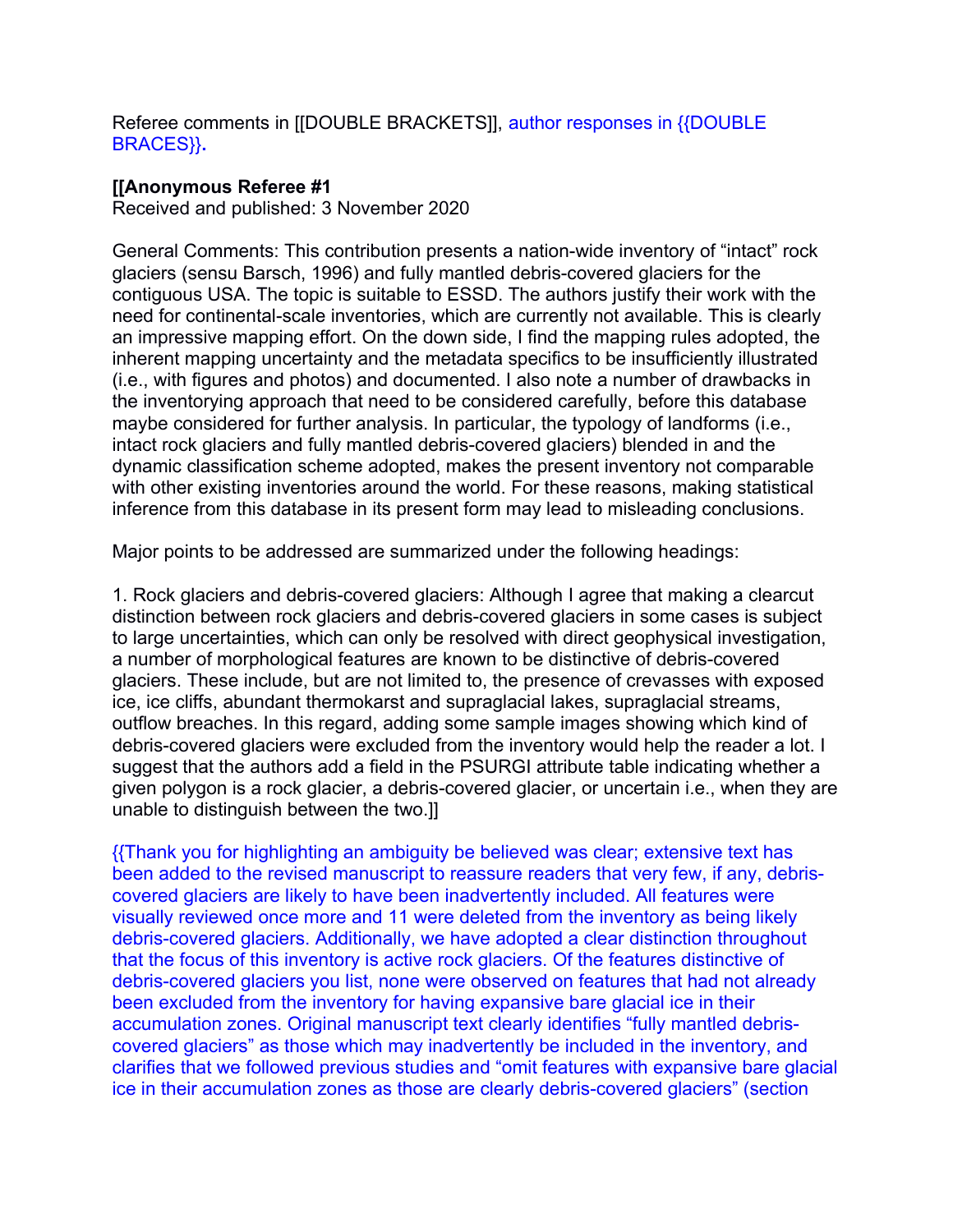Referee comments in [[DOUBLE BRACKETS]], author responses in {{DOUBLE BRACES}}.

**[[Anonymous Referee #1**
Received and published: 3 November 2020

General Comments: This contribution presents a nation-wide inventory of “intact” rock glaciers (sensu Barsch, 1996) and fully mantled debris-covered glaciers for the contiguous USA. The topic is suitable to ESSD. The authors justify their work with the need for continental-scale inventories, which are currently not available. This is clearly an impressive mapping effort. On the down side, I find the mapping rules adopted, the inherent mapping uncertainty and the metadata specifics to be insufficiently illustrated (i.e., with figures and photos) and documented. I also note a number of drawbacks in the inventorying approach that need to be considered carefully, before this database maybe considered for further analysis. In particular, the typology of landforms (i.e., intact rock glaciers and fully mantled debris-covered glaciers) blended in and the dynamic classification scheme adopted, makes the present inventory not comparable with other existing inventories around the world. For these reasons, making statistical inference from this database in its present form may lead to misleading conclusions.

Major points to be addressed are summarized under the following headings:

1. Rock glaciers and debris-covered glaciers: Although I agree that making a clearcut distinction between rock glaciers and debris-covered glaciers in some cases is subject to large uncertainties, which can only be resolved with direct geophysical investigation, a number of morphological features are known to be distinctive of debris-covered glaciers. These include, but are not limited to, the presence of crevasses with exposed ice, ice cliffs, abundant thermokarst and supraglacial lakes, supraglacial streams, outflow breaches. In this regard, adding some sample images showing which kind of debris-covered glaciers were excluded from the inventory would help the reader a lot. I suggest that the authors add a field in the PSURGI attribute table indicating whether a given polygon is a rock glacier, a debris-covered glacier, or uncertain i.e., when they are unable to distinguish between the two.]]

{{Thank you for highlighting an ambiguity be believed was clear; extensive text has been added to the revised manuscript to reassure readers that very few, if any, debris-covered glaciers are likely to have been inadvertently included. All features were visually reviewed once more and 11 were deleted from the inventory as being likely debris-covered glaciers. Additionally, we have adopted a clear distinction throughout that the focus of this inventory is active rock glaciers. Of the features distinctive of debris-covered glaciers you list, none were observed on features that had not already been excluded from the inventory for having expansive bare glacial ice in their accumulation zones. Original manuscript text clearly identifies “fully mantled debris-covered glaciers” as those which may inadvertently be included in the inventory, and clarifies that we followed previous studies and “omit features with expansive bare glacial ice in their accumulation zones as those are clearly debris-covered glaciers” (section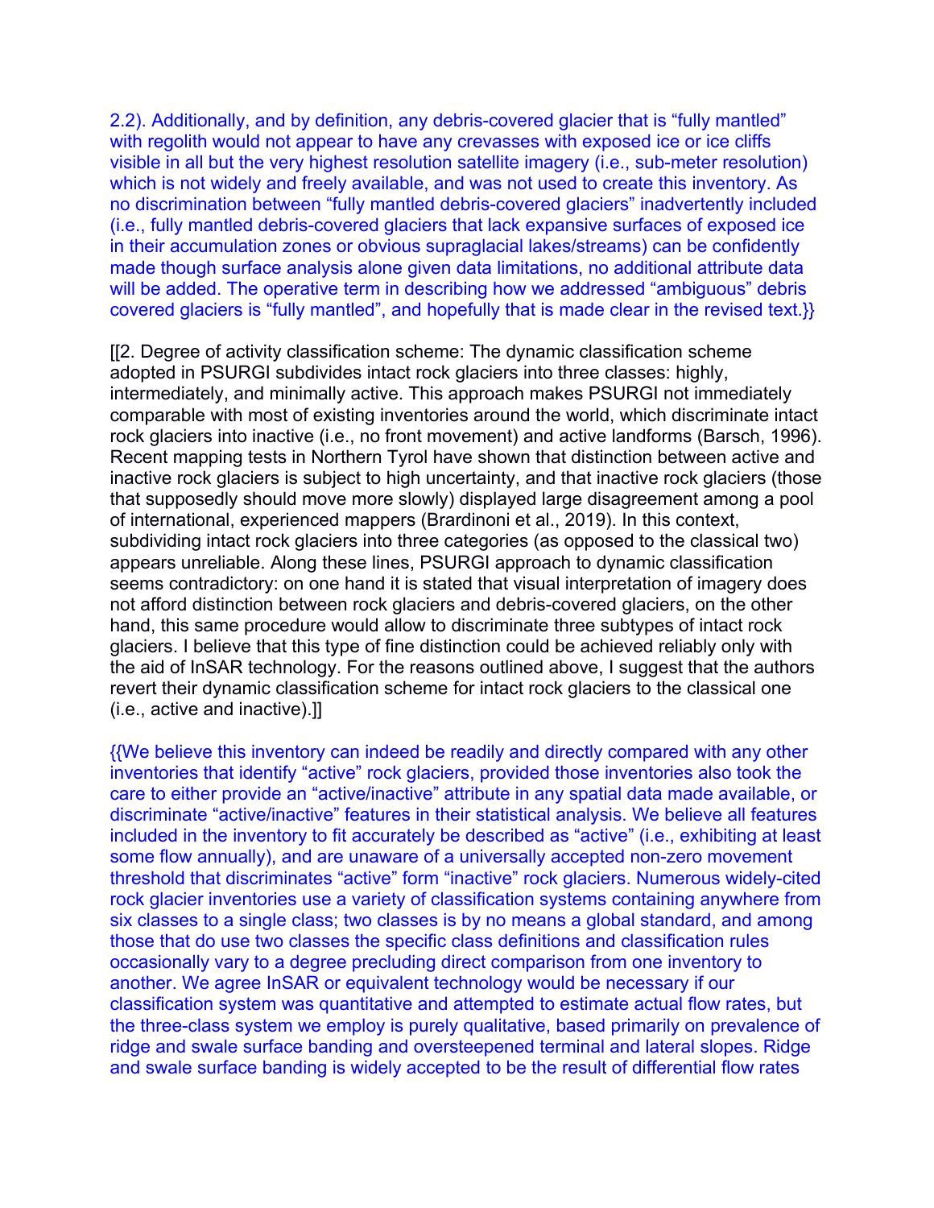2.2). Additionally, and by definition, any debris-covered glacier that is "fully mantled" with regolith would not appear to have any crevasses with exposed ice or ice cliffs visible in all but the very highest resolution satellite imagery (i.e., sub-meter resolution) which is not widely and freely available, and was not used to create this inventory. As no discrimination between "fully mantled debris-covered glaciers" inadvertently included (i.e., fully mantled debris-covered glaciers that lack expansive surfaces of exposed ice in their accumulation zones or obvious supraglacial lakes/streams) can be confidently made though surface analysis alone given data limitations, no additional attribute data will be added. The operative term in describing how we addressed "ambiguous" debris covered glaciers is "fully mantled", and hopefully that is made clear in the revised text.}}

[[2. Degree of activity classification scheme: The dynamic classification scheme adopted in PSURGI subdivides intact rock glaciers into three classes: highly, intermediately, and minimally active. This approach makes PSURGI not immediately comparable with most of existing inventories around the world, which discriminate intact rock glaciers into inactive (i.e., no front movement) and active landforms (Barsch, 1996). Recent mapping tests in Northern Tyrol have shown that distinction between active and inactive rock glaciers is subject to high uncertainty, and that inactive rock glaciers (those that supposedly should move more slowly) displayed large disagreement among a pool of international, experienced mappers (Brardinoni et al., 2019). In this context, subdividing intact rock glaciers into three categories (as opposed to the classical two) appears unreliable. Along these lines, PSURGI approach to dynamic classification seems contradictory: on one hand it is stated that visual interpretation of imagery does not afford distinction between rock glaciers and debris-covered glaciers, on the other hand, this same procedure would allow to discriminate three subtypes of intact rock glaciers. I believe that this type of fine distinction could be achieved reliably only with the aid of InSAR technology. For the reasons outlined above, I suggest that the authors revert their dynamic classification scheme for intact rock glaciers to the classical one (i.e., active and inactive).]]

{{We believe this inventory can indeed be readily and directly compared with any other inventories that identify "active" rock glaciers, provided those inventories also took the care to either provide an "active/inactive" attribute in any spatial data made available, or discriminate "active/inactive" features in their statistical analysis. We believe all features included in the inventory to fit accurately be described as "active" (i.e., exhibiting at least some flow annually), and are unaware of a universally accepted non-zero movement threshold that discriminates "active" form "inactive" rock glaciers. Numerous widely-cited rock glacier inventories use a variety of classification systems containing anywhere from six classes to a single class; two classes is by no means a global standard, and among those that do use two classes the specific class definitions and classification rules occasionally vary to a degree precluding direct comparison from one inventory to another. We agree InSAR or equivalent technology would be necessary if our classification system was quantitative and attempted to estimate actual flow rates, but the three-class system we employ is purely qualitative, based primarily on prevalence of ridge and swale surface banding and oversteepened terminal and lateral slopes. Ridge and swale surface banding is widely accepted to be the result of differential flow rates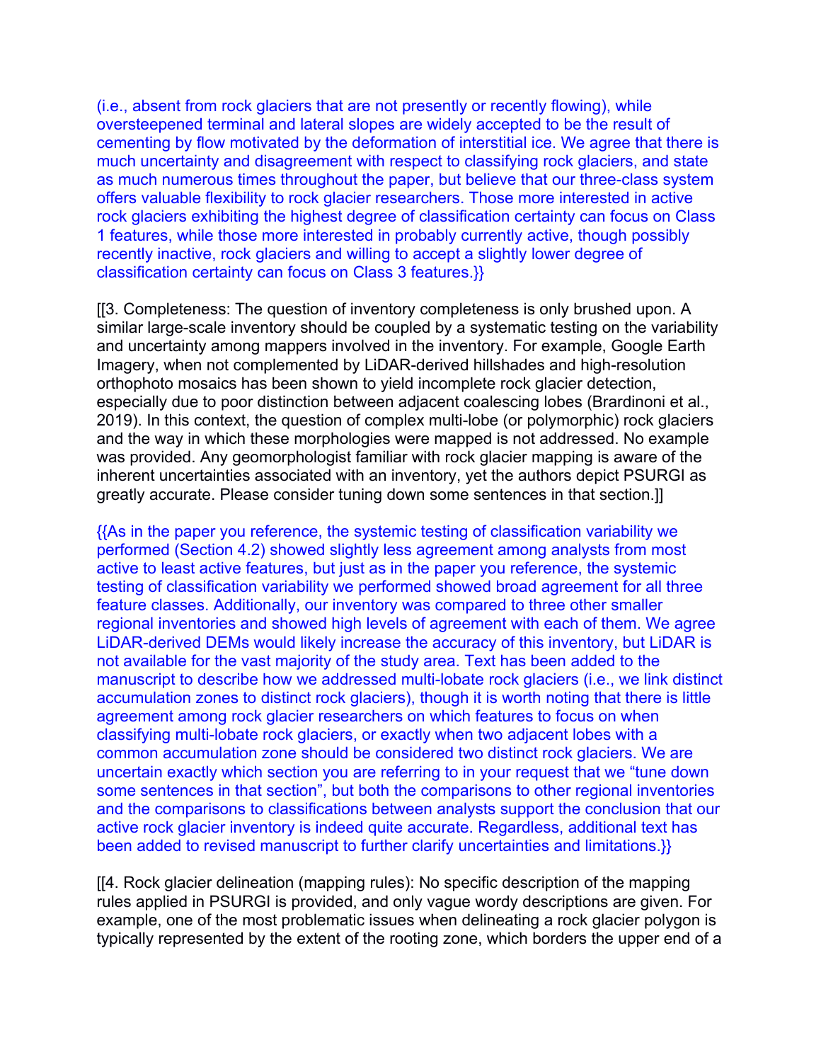(i.e., absent from rock glaciers that are not presently or recently flowing), while oversteepened terminal and lateral slopes are widely accepted to be the result of cementing by flow motivated by the deformation of interstitial ice. We agree that there is much uncertainty and disagreement with respect to classifying rock glaciers, and state as much numerous times throughout the paper, but believe that our three-class system offers valuable flexibility to rock glacier researchers. Those more interested in active rock glaciers exhibiting the highest degree of classification certainty can focus on Class 1 features, while those more interested in probably currently active, though possibly recently inactive, rock glaciers and willing to accept a slightly lower degree of classification certainty can focus on Class 3 features.}}

[[3. Completeness: The question of inventory completeness is only brushed upon. A similar large-scale inventory should be coupled by a systematic testing on the variability and uncertainty among mappers involved in the inventory. For example, Google Earth Imagery, when not complemented by LiDAR-derived hillshades and high-resolution orthophoto mosaics has been shown to yield incomplete rock glacier detection, especially due to poor distinction between adjacent coalescing lobes (Brardinoni et al., 2019). In this context, the question of complex multi-lobe (or polymorphic) rock glaciers and the way in which these morphologies were mapped is not addressed. No example was provided. Any geomorphologist familiar with rock glacier mapping is aware of the inherent uncertainties associated with an inventory, yet the authors depict PSURGI as greatly accurate. Please consider tuning down some sentences in that section.]]

{{As in the paper you reference, the systemic testing of classification variability we performed (Section 4.2) showed slightly less agreement among analysts from most active to least active features, but just as in the paper you reference, the systemic testing of classification variability we performed showed broad agreement for all three feature classes. Additionally, our inventory was compared to three other smaller regional inventories and showed high levels of agreement with each of them. We agree LiDAR-derived DEMs would likely increase the accuracy of this inventory, but LiDAR is not available for the vast majority of the study area. Text has been added to the manuscript to describe how we addressed multi-lobate rock glaciers (i.e., we link distinct accumulation zones to distinct rock glaciers), though it is worth noting that there is little agreement among rock glacier researchers on which features to focus on when classifying multi-lobate rock glaciers, or exactly when two adjacent lobes with a common accumulation zone should be considered two distinct rock glaciers. We are uncertain exactly which section you are referring to in your request that we "tune down some sentences in that section", but both the comparisons to other regional inventories and the comparisons to classifications between analysts support the conclusion that our active rock glacier inventory is indeed quite accurate. Regardless, additional text has been added to revised manuscript to further clarify uncertainties and limitations.}}

[[4. Rock glacier delineation (mapping rules): No specific description of the mapping rules applied in PSURGI is provided, and only vague wordy descriptions are given. For example, one of the most problematic issues when delineating a rock glacier polygon is typically represented by the extent of the rooting zone, which borders the upper end of a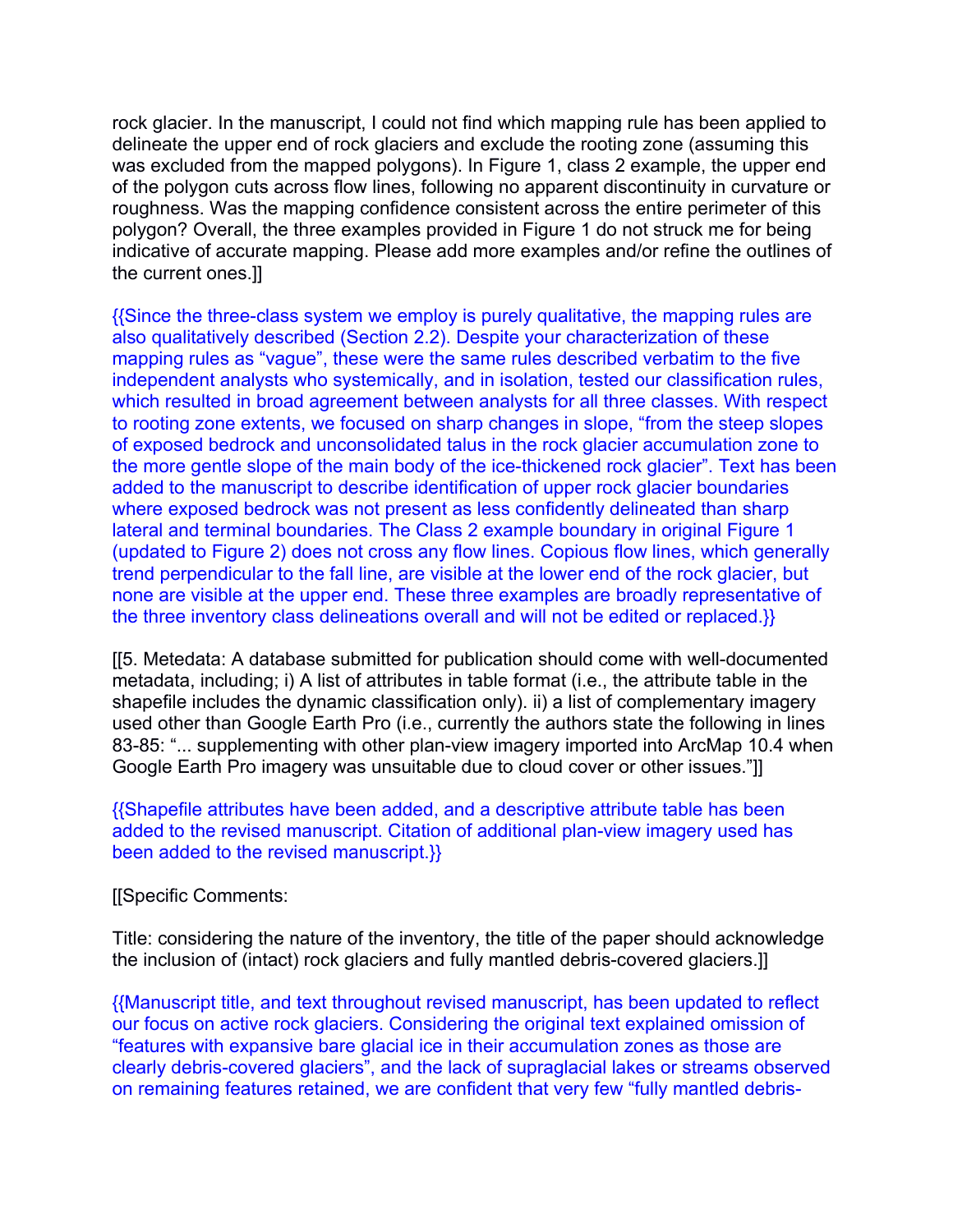rock glacier. In the manuscript, I could not find which mapping rule has been applied to delineate the upper end of rock glaciers and exclude the rooting zone (assuming this was excluded from the mapped polygons). In Figure 1, class 2 example, the upper end of the polygon cuts across flow lines, following no apparent discontinuity in curvature or roughness. Was the mapping confidence consistent across the entire perimeter of this polygon? Overall, the three examples provided in Figure 1 do not struck me for being indicative of accurate mapping. Please add more examples and/or refine the outlines of the current ones.]]

{{Since the three-class system we employ is purely qualitative, the mapping rules are also qualitatively described (Section 2.2). Despite your characterization of these mapping rules as "vague", these were the same rules described verbatim to the five independent analysts who systemically, and in isolation, tested our classification rules, which resulted in broad agreement between analysts for all three classes. With respect to rooting zone extents, we focused on sharp changes in slope, "from the steep slopes of exposed bedrock and unconsolidated talus in the rock glacier accumulation zone to the more gentle slope of the main body of the ice-thickened rock glacier". Text has been added to the manuscript to describe identification of upper rock glacier boundaries where exposed bedrock was not present as less confidently delineated than sharp lateral and terminal boundaries. The Class 2 example boundary in original Figure 1 (updated to Figure 2) does not cross any flow lines. Copious flow lines, which generally trend perpendicular to the fall line, are visible at the lower end of the rock glacier, but none are visible at the upper end. These three examples are broadly representative of the three inventory class delineations overall and will not be edited or replaced.}}

[[5. Metedata: A database submitted for publication should come with well-documented metadata, including; i) A list of attributes in table format (i.e., the attribute table in the shapefile includes the dynamic classification only). ii) a list of complementary imagery used other than Google Earth Pro (i.e., currently the authors state the following in lines 83-85: "... supplementing with other plan-view imagery imported into ArcMap 10.4 when Google Earth Pro imagery was unsuitable due to cloud cover or other issues."]]

{{Shapefile attributes have been added, and a descriptive attribute table has been added to the revised manuscript. Citation of additional plan-view imagery used has been added to the revised manuscript.}}

[[Specific Comments:

Title: considering the nature of the inventory, the title of the paper should acknowledge the inclusion of (intact) rock glaciers and fully mantled debris-covered glaciers.]]

{{Manuscript title, and text throughout revised manuscript, has been updated to reflect our focus on active rock glaciers. Considering the original text explained omission of "features with expansive bare glacial ice in their accumulation zones as those are clearly debris-covered glaciers", and the lack of supraglacial lakes or streams observed on remaining features retained, we are confident that very few "fully mantled debris-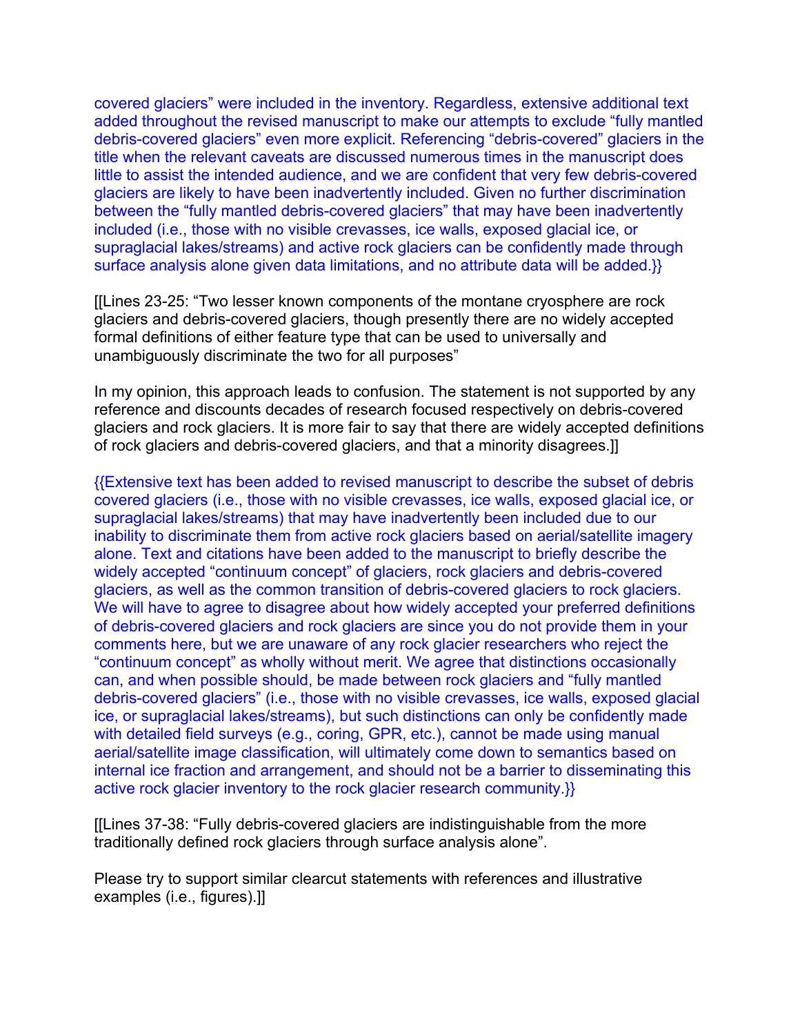covered glaciers" were included in the inventory. Regardless, extensive additional text added throughout the revised manuscript to make our attempts to exclude "fully mantled debris-covered glaciers" even more explicit. Referencing "debris-covered" glaciers in the title when the relevant caveats are discussed numerous times in the manuscript does little to assist the intended audience, and we are confident that very few debris-covered glaciers are likely to have been inadvertently included. Given no further discrimination between the "fully mantled debris-covered glaciers" that may have been inadvertently included (i.e., those with no visible crevasses, ice walls, exposed glacial ice, or supraglacial lakes/streams) and active rock glaciers can be confidently made through surface analysis alone given data limitations, and no attribute data will be added.}}

[[Lines 23-25: "Two lesser known components of the montane cryosphere are rock glaciers and debris-covered glaciers, though presently there are no widely accepted formal definitions of either feature type that can be used to universally and unambiguously discriminate the two for all purposes"

In my opinion, this approach leads to confusion. The statement is not supported by any reference and discounts decades of research focused respectively on debris-covered glaciers and rock glaciers. It is more fair to say that there are widely accepted definitions of rock glaciers and debris-covered glaciers, and that a minority disagrees.]]

{{Extensive text has been added to revised manuscript to describe the subset of debris covered glaciers (i.e., those with no visible crevasses, ice walls, exposed glacial ice, or supraglacial lakes/streams) that may have inadvertently been included due to our inability to discriminate them from active rock glaciers based on aerial/satellite imagery alone. Text and citations have been added to the manuscript to briefly describe the widely accepted "continuum concept" of glaciers, rock glaciers and debris-covered glaciers, as well as the common transition of debris-covered glaciers to rock glaciers. We will have to agree to disagree about how widely accepted your preferred definitions of debris-covered glaciers and rock glaciers are since you do not provide them in your comments here, but we are unaware of any rock glacier researchers who reject the "continuum concept" as wholly without merit. We agree that distinctions occasionally can, and when possible should, be made between rock glaciers and "fully mantled debris-covered glaciers" (i.e., those with no visible crevasses, ice walls, exposed glacial ice, or supraglacial lakes/streams), but such distinctions can only be confidently made with detailed field surveys (e.g., coring, GPR, etc.), cannot be made using manual aerial/satellite image classification, will ultimately come down to semantics based on internal ice fraction and arrangement, and should not be a barrier to disseminating this active rock glacier inventory to the rock glacier research community.}}

[[Lines 37-38: "Fully debris-covered glaciers are indistinguishable from the more traditionally defined rock glaciers through surface analysis alone".

Please try to support similar clearcut statements with references and illustrative examples (i.e., figures).]]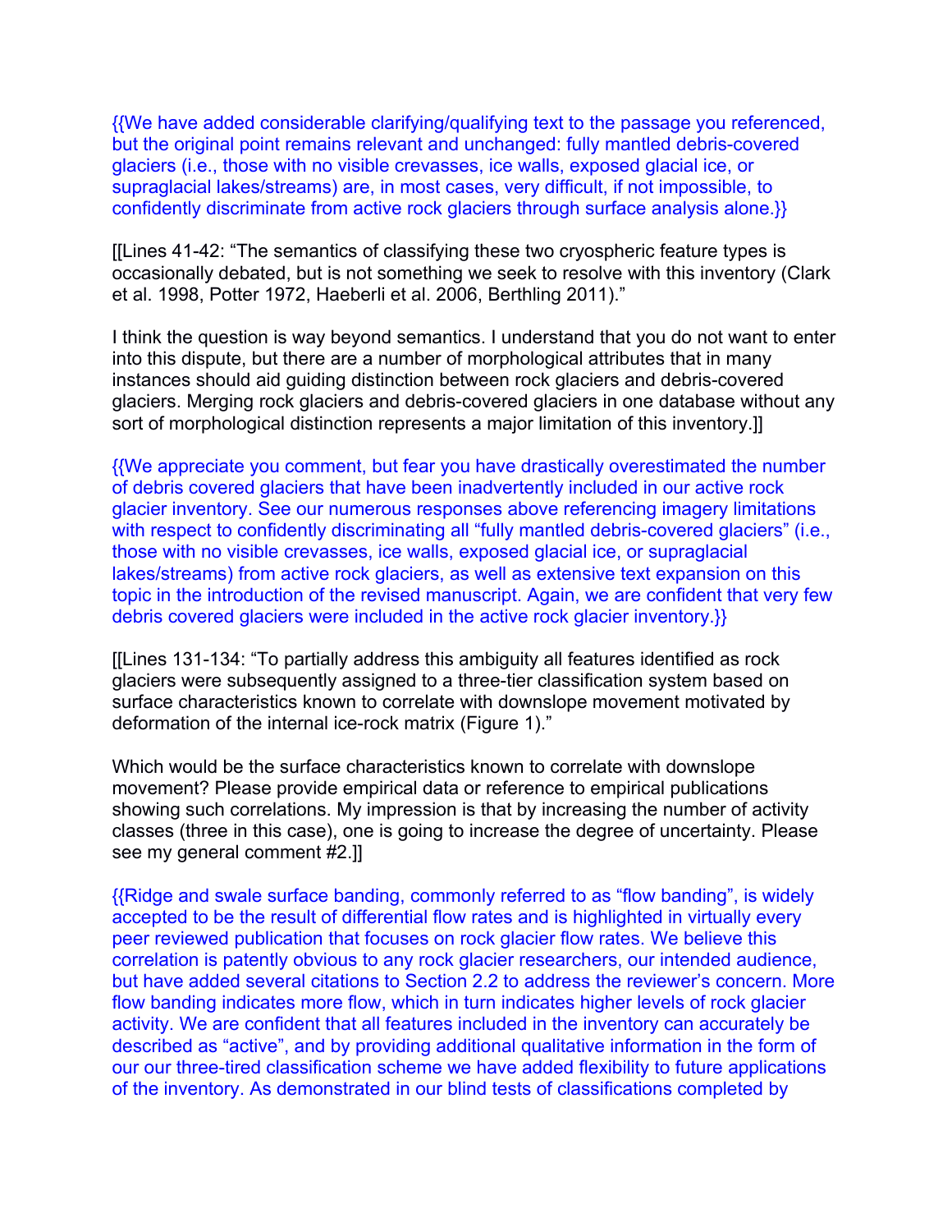{{We have added considerable clarifying/qualifying text to the passage you referenced, but the original point remains relevant and unchanged: fully mantled debris-covered glaciers (i.e., those with no visible crevasses, ice walls, exposed glacial ice, or supraglacial lakes/streams) are, in most cases, very difficult, if not impossible, to confidently discriminate from active rock glaciers through surface analysis alone.}}

[[Lines 41-42: "The semantics of classifying these two cryospheric feature types is occasionally debated, but is not something we seek to resolve with this inventory (Clark et al. 1998, Potter 1972, Haeberli et al. 2006, Berthling 2011)."

I think the question is way beyond semantics. I understand that you do not want to enter into this dispute, but there are a number of morphological attributes that in many instances should aid guiding distinction between rock glaciers and debris-covered glaciers. Merging rock glaciers and debris-covered glaciers in one database without any sort of morphological distinction represents a major limitation of this inventory.]]

{{We appreciate you comment, but fear you have drastically overestimated the number of debris covered glaciers that have been inadvertently included in our active rock glacier inventory. See our numerous responses above referencing imagery limitations with respect to confidently discriminating all "fully mantled debris-covered glaciers" (i.e., those with no visible crevasses, ice walls, exposed glacial ice, or supraglacial lakes/streams) from active rock glaciers, as well as extensive text expansion on this topic in the introduction of the revised manuscript. Again, we are confident that very few debris covered glaciers were included in the active rock glacier inventory.}}

[[Lines 131-134: "To partially address this ambiguity all features identified as rock glaciers were subsequently assigned to a three-tier classification system based on surface characteristics known to correlate with downslope movement motivated by deformation of the internal ice-rock matrix (Figure 1)."

Which would be the surface characteristics known to correlate with downslope movement? Please provide empirical data or reference to empirical publications showing such correlations. My impression is that by increasing the number of activity classes (three in this case), one is going to increase the degree of uncertainty. Please see my general comment #2.]]

{{Ridge and swale surface banding, commonly referred to as "flow banding", is widely accepted to be the result of differential flow rates and is highlighted in virtually every peer reviewed publication that focuses on rock glacier flow rates. We believe this correlation is patently obvious to any rock glacier researchers, our intended audience, but have added several citations to Section 2.2 to address the reviewer's concern. More flow banding indicates more flow, which in turn indicates higher levels of rock glacier activity. We are confident that all features included in the inventory can accurately be described as "active", and by providing additional qualitative information in the form of our our three-tired classification scheme we have added flexibility to future applications of the inventory. As demonstrated in our blind tests of classifications completed by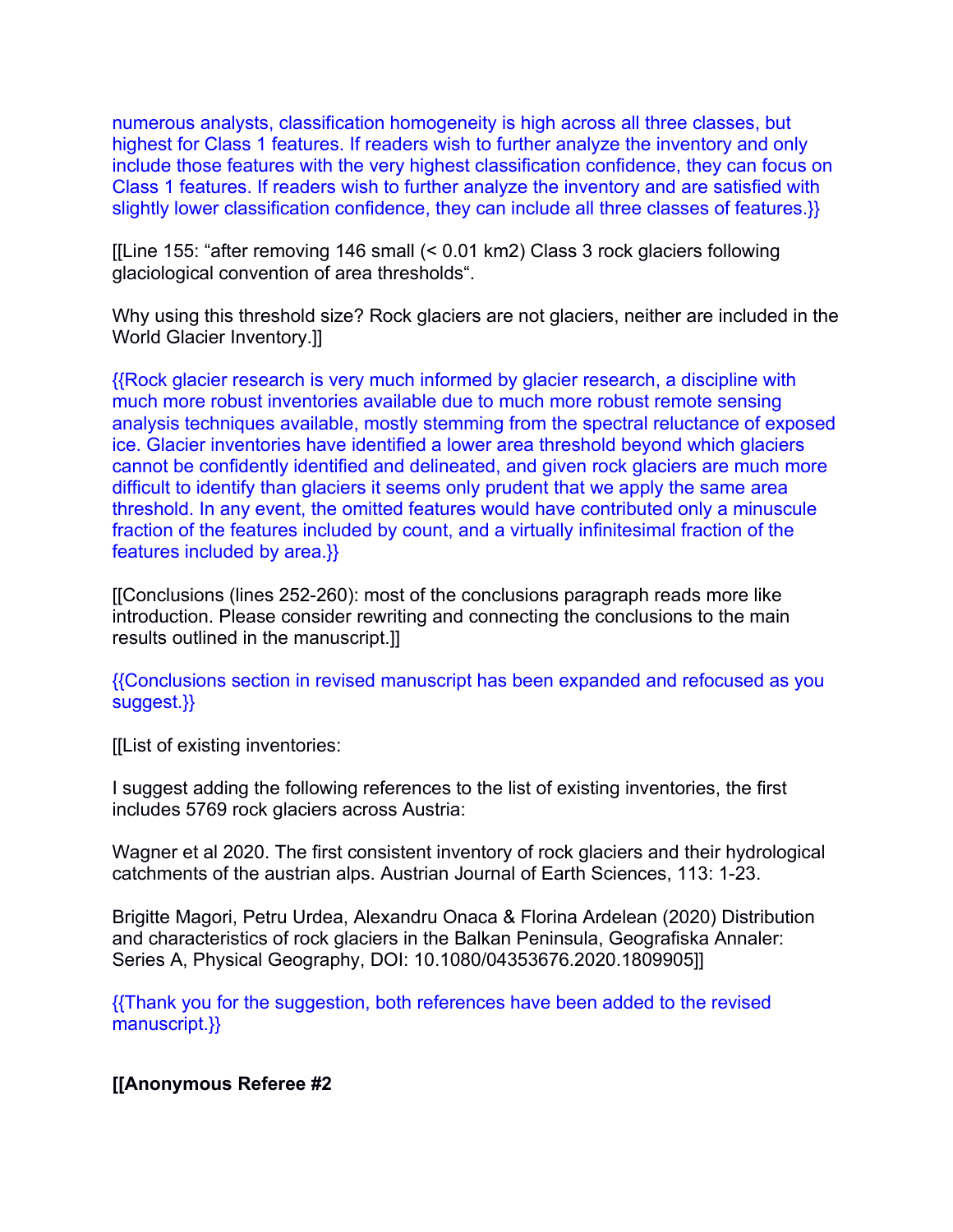numerous analysts, classification homogeneity is high across all three classes, but highest for Class 1 features. If readers wish to further analyze the inventory and only include those features with the very highest classification confidence, they can focus on Class 1 features. If readers wish to further analyze the inventory and are satisfied with slightly lower classification confidence, they can include all three classes of features.}}

[[Line 155: “after removing 146 small (< 0.01 km2) Class 3 rock glaciers following glaciological convention of area thresholds“.

Why using this threshold size? Rock glaciers are not glaciers, neither are included in the World Glacier Inventory.]]

{{Rock glacier research is very much informed by glacier research, a discipline with much more robust inventories available due to much more robust remote sensing analysis techniques available, mostly stemming from the spectral reluctance of exposed ice. Glacier inventories have identified a lower area threshold beyond which glaciers cannot be confidently identified and delineated, and given rock glaciers are much more difficult to identify than glaciers it seems only prudent that we apply the same area threshold. In any event, the omitted features would have contributed only a minuscule fraction of the features included by count, and a virtually infinitesimal fraction of the features included by area.}}

[[Conclusions (lines 252-260): most of the conclusions paragraph reads more like introduction. Please consider rewriting and connecting the conclusions to the main results outlined in the manuscript.]]

{{Conclusions section in revised manuscript has been expanded and refocused as you suggest.}}

[[List of existing inventories:

I suggest adding the following references to the list of existing inventories, the first includes 5769 rock glaciers across Austria:

Wagner et al 2020. The first consistent inventory of rock glaciers and their hydrological catchments of the austrian alps. Austrian Journal of Earth Sciences, 113: 1-23.

Brigitte Magori, Petru Urdea, Alexandru Onaca & Florina Ardelean (2020) Distribution and characteristics of rock glaciers in the Balkan Peninsula, Geografiska Annaler: Series A, Physical Geography, DOI: 10.1080/04353676.2020.1809905]]

{{Thank you for the suggestion, both references have been added to the revised manuscript.}}

**[[Anonymous Referee #2**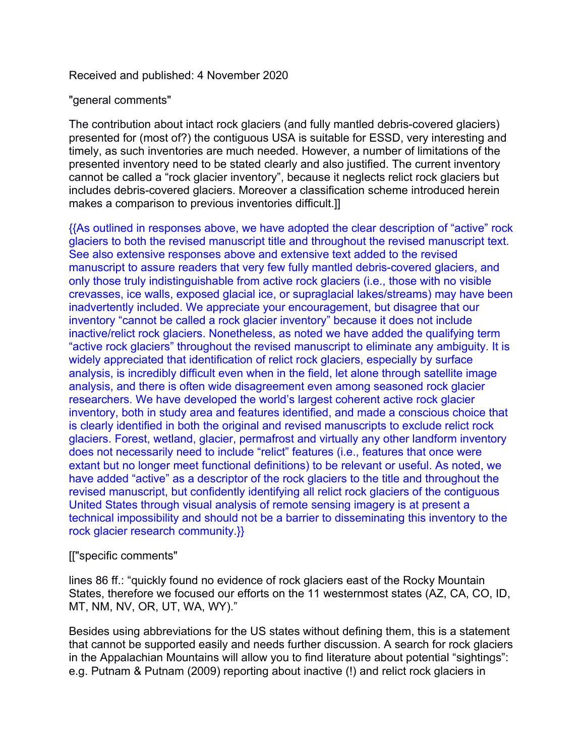Received and published: 4 November 2020

"general comments"

The contribution about intact rock glaciers (and fully mantled debris-covered glaciers) presented for (most of?) the contiguous USA is suitable for ESSD, very interesting and timely, as such inventories are much needed. However, a number of limitations of the presented inventory need to be stated clearly and also justified. The current inventory cannot be called a "rock glacier inventory", because it neglects relict rock glaciers but includes debris-covered glaciers. Moreover a classification scheme introduced herein makes a comparison to previous inventories difficult.]]

{{As outlined in responses above, we have adopted the clear description of "active" rock glaciers to both the revised manuscript title and throughout the revised manuscript text. See also extensive responses above and extensive text added to the revised manuscript to assure readers that very few fully mantled debris-covered glaciers, and only those truly indistinguishable from active rock glaciers (i.e., those with no visible crevasses, ice walls, exposed glacial ice, or supraglacial lakes/streams) may have been inadvertently included. We appreciate your encouragement, but disagree that our inventory "cannot be called a rock glacier inventory" because it does not include inactive/relict rock glaciers. Nonetheless, as noted we have added the qualifying term "active rock glaciers" throughout the revised manuscript to eliminate any ambiguity. It is widely appreciated that identification of relict rock glaciers, especially by surface analysis, is incredibly difficult even when in the field, let alone through satellite image analysis, and there is often wide disagreement even among seasoned rock glacier researchers. We have developed the world's largest coherent active rock glacier inventory, both in study area and features identified, and made a conscious choice that is clearly identified in both the original and revised manuscripts to exclude relict rock glaciers. Forest, wetland, glacier, permafrost and virtually any other landform inventory does not necessarily need to include "relict" features (i.e., features that once were extant but no longer meet functional definitions) to be relevant or useful. As noted, we have added "active" as a descriptor of the rock glaciers to the title and throughout the revised manuscript, but confidently identifying all relict rock glaciers of the contiguous United States through visual analysis of remote sensing imagery is at present a technical impossibility and should not be a barrier to disseminating this inventory to the rock glacier research community.}}

[["specific comments"

lines 86 ff.: "quickly found no evidence of rock glaciers east of the Rocky Mountain States, therefore we focused our efforts on the 11 westernmost states (AZ, CA, CO, ID, MT, NM, NV, OR, UT, WA, WY)."

Besides using abbreviations for the US states without defining them, this is a statement that cannot be supported easily and needs further discussion. A search for rock glaciers in the Appalachian Mountains will allow you to find literature about potential "sightings": e.g. Putnam & Putnam (2009) reporting about inactive (!) and relict rock glaciers in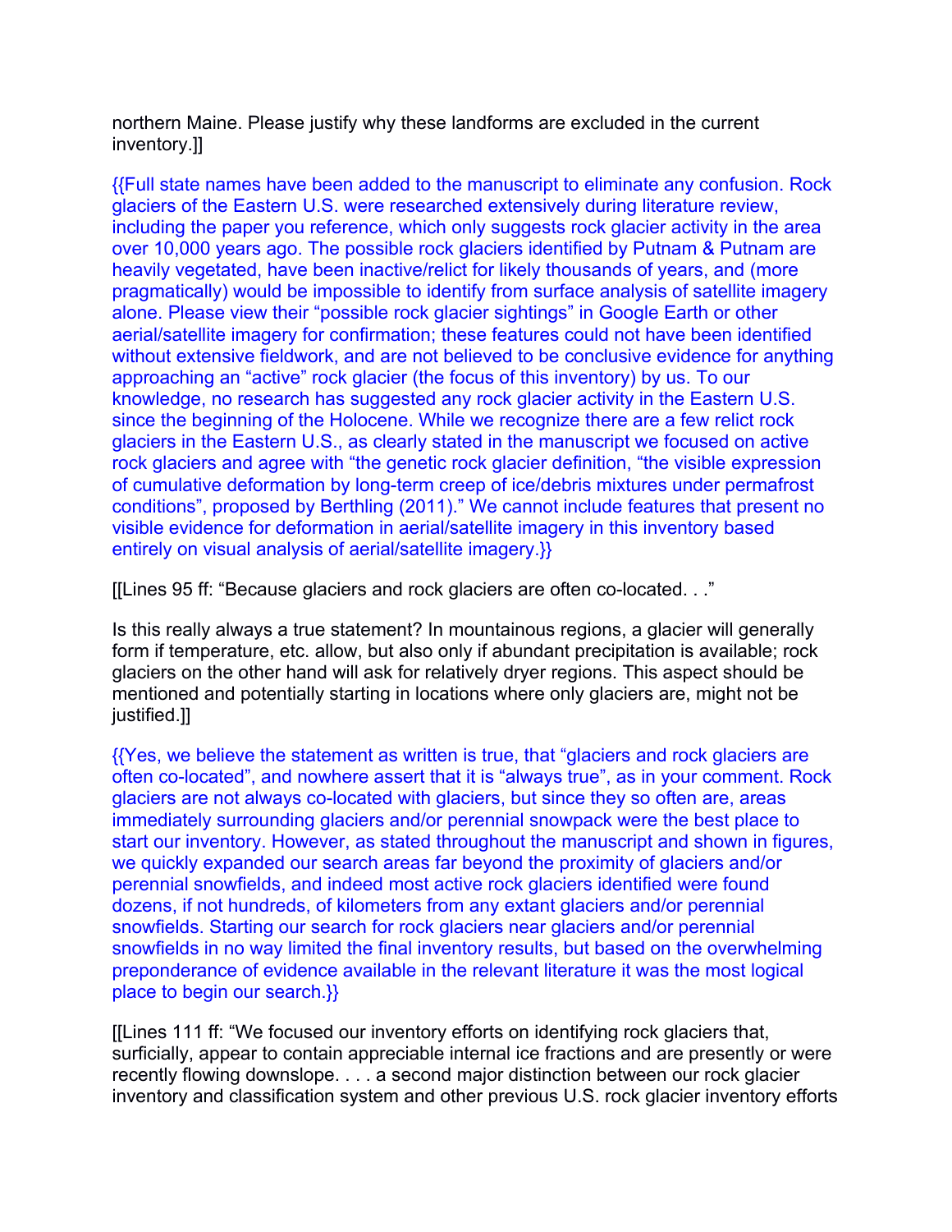northern Maine. Please justify why these landforms are excluded in the current inventory.]]

{{Full state names have been added to the manuscript to eliminate any confusion. Rock glaciers of the Eastern U.S. were researched extensively during literature review, including the paper you reference, which only suggests rock glacier activity in the area over 10,000 years ago. The possible rock glaciers identified by Putnam & Putnam are heavily vegetated, have been inactive/relict for likely thousands of years, and (more pragmatically) would be impossible to identify from surface analysis of satellite imagery alone. Please view their "possible rock glacier sightings" in Google Earth or other aerial/satellite imagery for confirmation; these features could not have been identified without extensive fieldwork, and are not believed to be conclusive evidence for anything approaching an "active" rock glacier (the focus of this inventory) by us. To our knowledge, no research has suggested any rock glacier activity in the Eastern U.S. since the beginning of the Holocene. While we recognize there are a few relict rock glaciers in the Eastern U.S., as clearly stated in the manuscript we focused on active rock glaciers and agree with "the genetic rock glacier definition, "the visible expression of cumulative deformation by long-term creep of ice/debris mixtures under permafrost conditions", proposed by Berthling (2011)." We cannot include features that present no visible evidence for deformation in aerial/satellite imagery in this inventory based entirely on visual analysis of aerial/satellite imagery.}}

[[Lines 95 ff: "Because glaciers and rock glaciers are often co-located. . ."

Is this really always a true statement? In mountainous regions, a glacier will generally form if temperature, etc. allow, but also only if abundant precipitation is available; rock glaciers on the other hand will ask for relatively dryer regions. This aspect should be mentioned and potentially starting in locations where only glaciers are, might not be justified.]]

{{Yes, we believe the statement as written is true, that "glaciers and rock glaciers are often co-located", and nowhere assert that it is "always true", as in your comment. Rock glaciers are not always co-located with glaciers, but since they so often are, areas immediately surrounding glaciers and/or perennial snowpack were the best place to start our inventory. However, as stated throughout the manuscript and shown in figures, we quickly expanded our search areas far beyond the proximity of glaciers and/or perennial snowfields, and indeed most active rock glaciers identified were found dozens, if not hundreds, of kilometers from any extant glaciers and/or perennial snowfields. Starting our search for rock glaciers near glaciers and/or perennial snowfields in no way limited the final inventory results, but based on the overwhelming preponderance of evidence available in the relevant literature it was the most logical place to begin our search.}}

[[Lines 111 ff: "We focused our inventory efforts on identifying rock glaciers that, surficially, appear to contain appreciable internal ice fractions and are presently or were recently flowing downslope. . . . a second major distinction between our rock glacier inventory and classification system and other previous U.S. rock glacier inventory efforts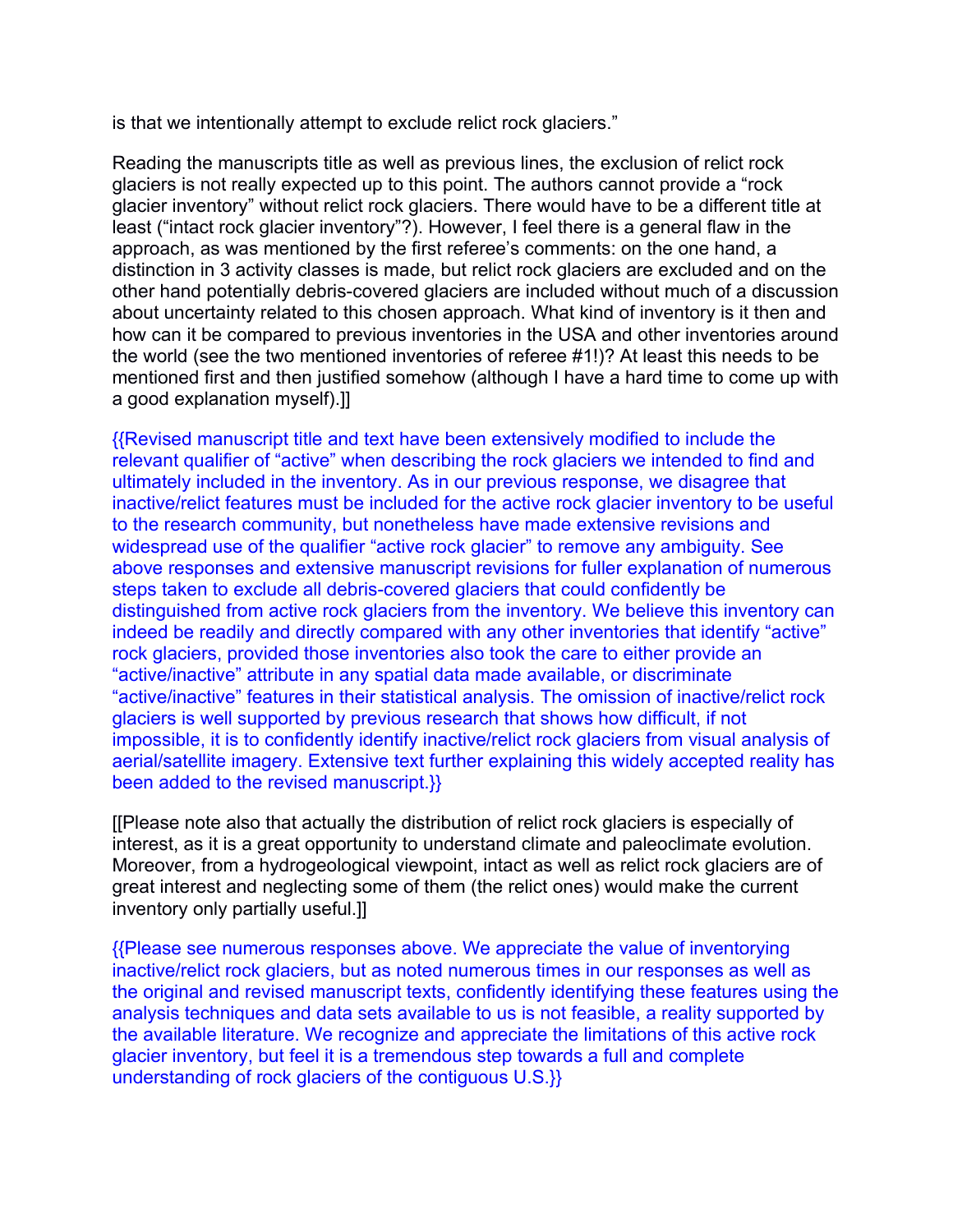is that we intentionally attempt to exclude relict rock glaciers."

Reading the manuscripts title as well as previous lines, the exclusion of relict rock glaciers is not really expected up to this point. The authors cannot provide a "rock glacier inventory" without relict rock glaciers. There would have to be a different title at least ("intact rock glacier inventory"?). However, I feel there is a general flaw in the approach, as was mentioned by the first referee's comments: on the one hand, a distinction in 3 activity classes is made, but relict rock glaciers are excluded and on the other hand potentially debris-covered glaciers are included without much of a discussion about uncertainty related to this chosen approach. What kind of inventory is it then and how can it be compared to previous inventories in the USA and other inventories around the world (see the two mentioned inventories of referee #1!)? At least this needs to be mentioned first and then justified somehow (although I have a hard time to come up with a good explanation myself).]]

{{Revised manuscript title and text have been extensively modified to include the relevant qualifier of "active" when describing the rock glaciers we intended to find and ultimately included in the inventory. As in our previous response, we disagree that inactive/relict features must be included for the active rock glacier inventory to be useful to the research community, but nonetheless have made extensive revisions and widespread use of the qualifier "active rock glacier" to remove any ambiguity. See above responses and extensive manuscript revisions for fuller explanation of numerous steps taken to exclude all debris-covered glaciers that could confidently be distinguished from active rock glaciers from the inventory. We believe this inventory can indeed be readily and directly compared with any other inventories that identify "active" rock glaciers, provided those inventories also took the care to either provide an "active/inactive" attribute in any spatial data made available, or discriminate "active/inactive" features in their statistical analysis. The omission of inactive/relict rock glaciers is well supported by previous research that shows how difficult, if not impossible, it is to confidently identify inactive/relict rock glaciers from visual analysis of aerial/satellite imagery. Extensive text further explaining this widely accepted reality has been added to the revised manuscript.}}

[[Please note also that actually the distribution of relict rock glaciers is especially of interest, as it is a great opportunity to understand climate and paleoclimate evolution. Moreover, from a hydrogeological viewpoint, intact as well as relict rock glaciers are of great interest and neglecting some of them (the relict ones) would make the current inventory only partially useful.]]

{{Please see numerous responses above. We appreciate the value of inventorying inactive/relict rock glaciers, but as noted numerous times in our responses as well as the original and revised manuscript texts, confidently identifying these features using the analysis techniques and data sets available to us is not feasible, a reality supported by the available literature. We recognize and appreciate the limitations of this active rock glacier inventory, but feel it is a tremendous step towards a full and complete understanding of rock glaciers of the contiguous U.S.}}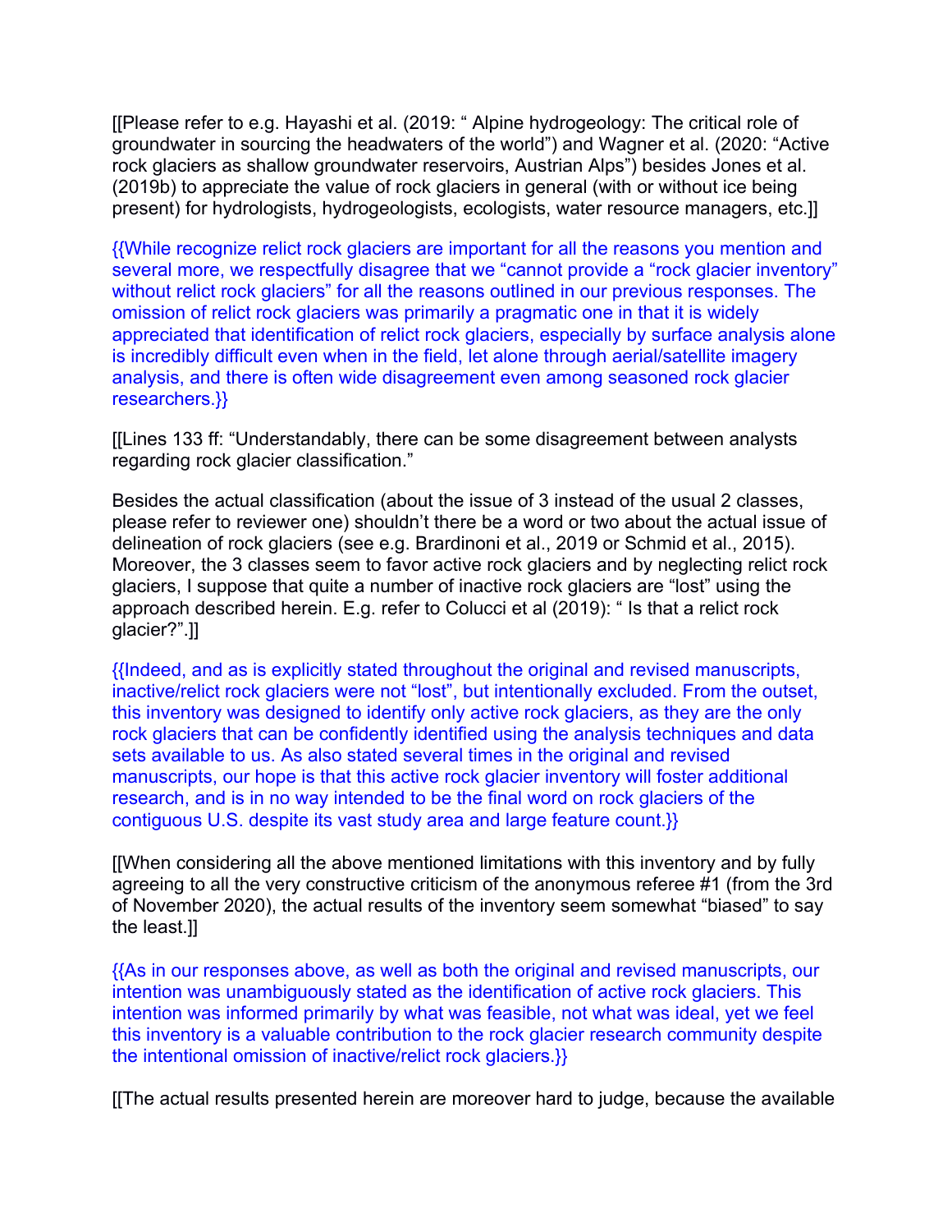[[Please refer to e.g. Hayashi et al. (2019: " Alpine hydrogeology: The critical role of groundwater in sourcing the headwaters of the world") and Wagner et al. (2020: "Active rock glaciers as shallow groundwater reservoirs, Austrian Alps") besides Jones et al. (2019b) to appreciate the value of rock glaciers in general (with or without ice being present) for hydrologists, hydrogeologists, ecologists, water resource managers, etc.]]

{{While recognize relict rock glaciers are important for all the reasons you mention and several more, we respectfully disagree that we "cannot provide a "rock glacier inventory" without relict rock glaciers" for all the reasons outlined in our previous responses. The omission of relict rock glaciers was primarily a pragmatic one in that it is widely appreciated that identification of relict rock glaciers, especially by surface analysis alone is incredibly difficult even when in the field, let alone through aerial/satellite imagery analysis, and there is often wide disagreement even among seasoned rock glacier researchers.}}

[[Lines 133 ff: "Understandably, there can be some disagreement between analysts regarding rock glacier classification."

Besides the actual classification (about the issue of 3 instead of the usual 2 classes, please refer to reviewer one) shouldn't there be a word or two about the actual issue of delineation of rock glaciers (see e.g. Brardinoni et al., 2019 or Schmid et al., 2015). Moreover, the 3 classes seem to favor active rock glaciers and by neglecting relict rock glaciers, I suppose that quite a number of inactive rock glaciers are "lost" using the approach described herein. E.g. refer to Colucci et al (2019): " Is that a relict rock glacier?".]]

{{Indeed, and as is explicitly stated throughout the original and revised manuscripts, inactive/relict rock glaciers were not "lost", but intentionally excluded. From the outset, this inventory was designed to identify only active rock glaciers, as they are the only rock glaciers that can be confidently identified using the analysis techniques and data sets available to us. As also stated several times in the original and revised manuscripts, our hope is that this active rock glacier inventory will foster additional research, and is in no way intended to be the final word on rock glaciers of the contiguous U.S. despite its vast study area and large feature count.}}

[[When considering all the above mentioned limitations with this inventory and by fully agreeing to all the very constructive criticism of the anonymous referee #1 (from the 3rd of November 2020), the actual results of the inventory seem somewhat "biased" to say the least.]]

{{As in our responses above, as well as both the original and revised manuscripts, our intention was unambiguously stated as the identification of active rock glaciers. This intention was informed primarily by what was feasible, not what was ideal, yet we feel this inventory is a valuable contribution to the rock glacier research community despite the intentional omission of inactive/relict rock glaciers.}}

[[The actual results presented herein are moreover hard to judge, because the available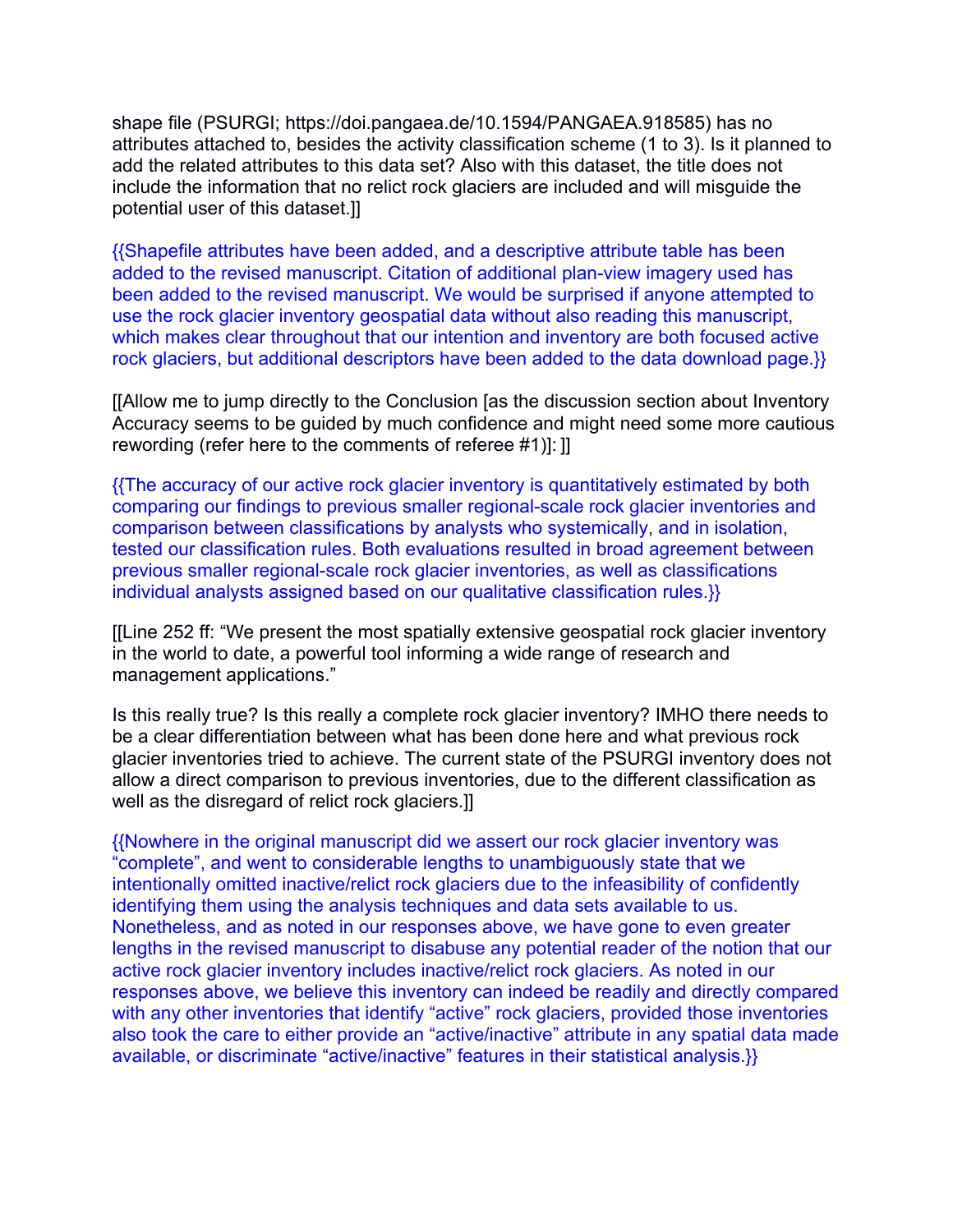shape file (PSURGI; https://doi.pangaea.de/10.1594/PANGAEA.918585) has no attributes attached to, besides the activity classification scheme (1 to 3). Is it planned to add the related attributes to this data set? Also with this dataset, the title does not include the information that no relict rock glaciers are included and will misguide the potential user of this dataset.]]

{{Shapefile attributes have been added, and a descriptive attribute table has been added to the revised manuscript. Citation of additional plan-view imagery used has been added to the revised manuscript. We would be surprised if anyone attempted to use the rock glacier inventory geospatial data without also reading this manuscript, which makes clear throughout that our intention and inventory are both focused active rock glaciers, but additional descriptors have been added to the data download page.}}

[[Allow me to jump directly to the Conclusion [as the discussion section about Inventory Accuracy seems to be guided by much confidence and might need some more cautious rewording (refer here to the comments of referee #1)]: ]]

{{The accuracy of our active rock glacier inventory is quantitatively estimated by both comparing our findings to previous smaller regional-scale rock glacier inventories and comparison between classifications by analysts who systemically, and in isolation, tested our classification rules. Both evaluations resulted in broad agreement between previous smaller regional-scale rock glacier inventories, as well as classifications individual analysts assigned based on our qualitative classification rules.}}

[[Line 252 ff: "We present the most spatially extensive geospatial rock glacier inventory in the world to date, a powerful tool informing a wide range of research and management applications."

Is this really true? Is this really a complete rock glacier inventory? IMHO there needs to be a clear differentiation between what has been done here and what previous rock glacier inventories tried to achieve. The current state of the PSURGI inventory does not allow a direct comparison to previous inventories, due to the different classification as well as the disregard of relict rock glaciers.]]

{{Nowhere in the original manuscript did we assert our rock glacier inventory was "complete", and went to considerable lengths to unambiguously state that we intentionally omitted inactive/relict rock glaciers due to the infeasibility of confidently identifying them using the analysis techniques and data sets available to us. Nonetheless, and as noted in our responses above, we have gone to even greater lengths in the revised manuscript to disabuse any potential reader of the notion that our active rock glacier inventory includes inactive/relict rock glaciers. As noted in our responses above, we believe this inventory can indeed be readily and directly compared with any other inventories that identify "active" rock glaciers, provided those inventories also took the care to either provide an "active/inactive" attribute in any spatial data made available, or discriminate "active/inactive" features in their statistical analysis.}}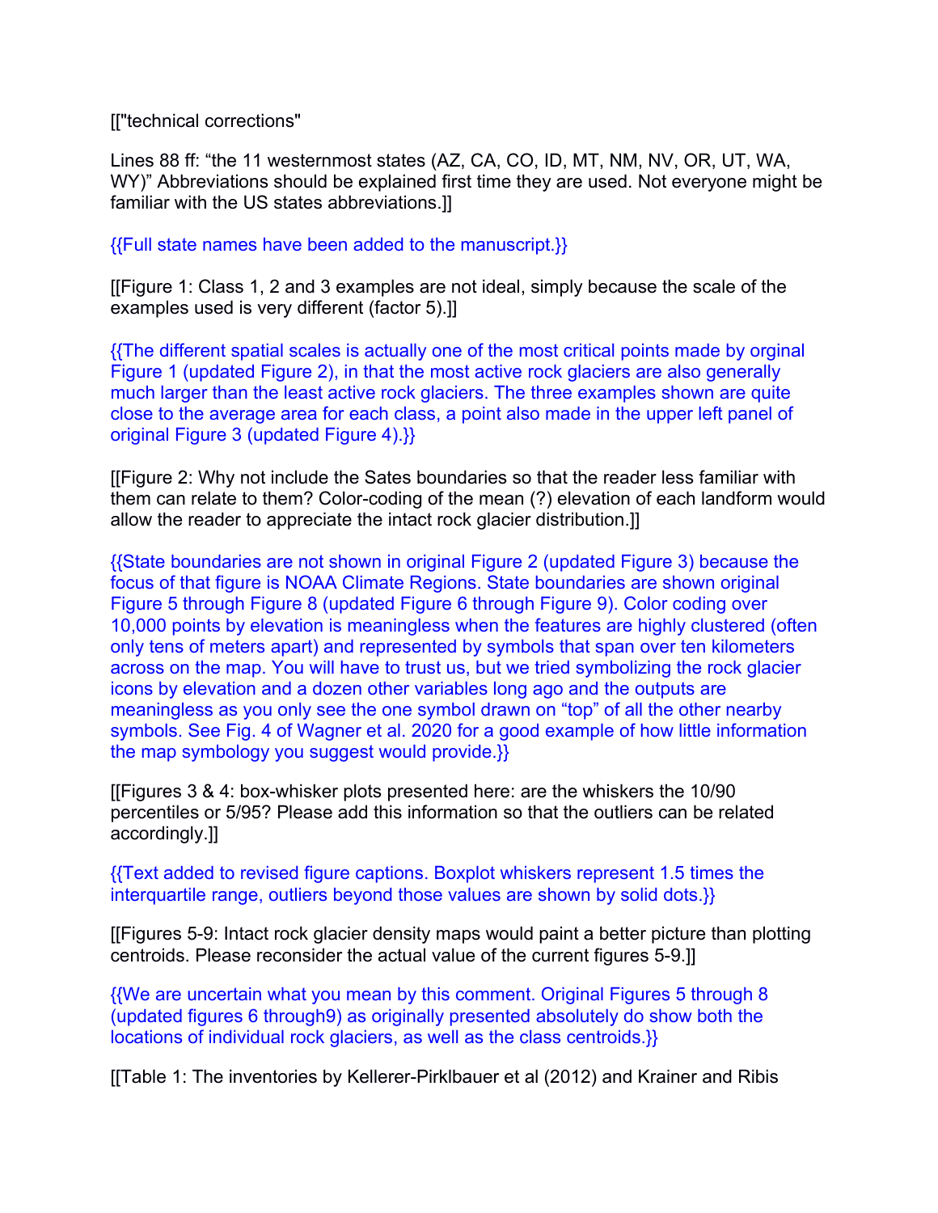[["technical corrections"

Lines 88 ff: "the 11 westernmost states (AZ, CA, CO, ID, MT, NM, NV, OR, UT, WA, WY)" Abbreviations should be explained first time they are used. Not everyone might be familiar with the US states abbreviations.]]

{{Full state names have been added to the manuscript.}}

[[Figure 1: Class 1, 2 and 3 examples are not ideal, simply because the scale of the examples used is very different (factor 5).]]

{{The different spatial scales is actually one of the most critical points made by orginal Figure 1 (updated Figure 2), in that the most active rock glaciers are also generally much larger than the least active rock glaciers. The three examples shown are quite close to the average area for each class, a point also made in the upper left panel of original Figure 3 (updated Figure 4).}}

[[Figure 2: Why not include the Sates boundaries so that the reader less familiar with them can relate to them? Color-coding of the mean (?) elevation of each landform would allow the reader to appreciate the intact rock glacier distribution.]]

{{State boundaries are not shown in original Figure 2 (updated Figure 3) because the focus of that figure is NOAA Climate Regions. State boundaries are shown original Figure 5 through Figure 8 (updated Figure 6 through Figure 9). Color coding over 10,000 points by elevation is meaningless when the features are highly clustered (often only tens of meters apart) and represented by symbols that span over ten kilometers across on the map. You will have to trust us, but we tried symbolizing the rock glacier icons by elevation and a dozen other variables long ago and the outputs are meaningless as you only see the one symbol drawn on "top" of all the other nearby symbols. See Fig. 4 of Wagner et al. 2020 for a good example of how little information the map symbology you suggest would provide.}}

[[Figures 3 & 4: box-whisker plots presented here: are the whiskers the 10/90 percentiles or 5/95? Please add this information so that the outliers can be related accordingly.]]

{{Text added to revised figure captions. Boxplot whiskers represent 1.5 times the interquartile range, outliers beyond those values are shown by solid dots.}}

[[Figures 5-9: Intact rock glacier density maps would paint a better picture than plotting centroids. Please reconsider the actual value of the current figures 5-9.]]

{{We are uncertain what you mean by this comment. Original Figures 5 through 8 (updated figures 6 through9) as originally presented absolutely do show both the locations of individual rock glaciers, as well as the class centroids.}}

[[Table 1: The inventories by Kellerer-Pirklbauer et al (2012) and Krainer and Ribis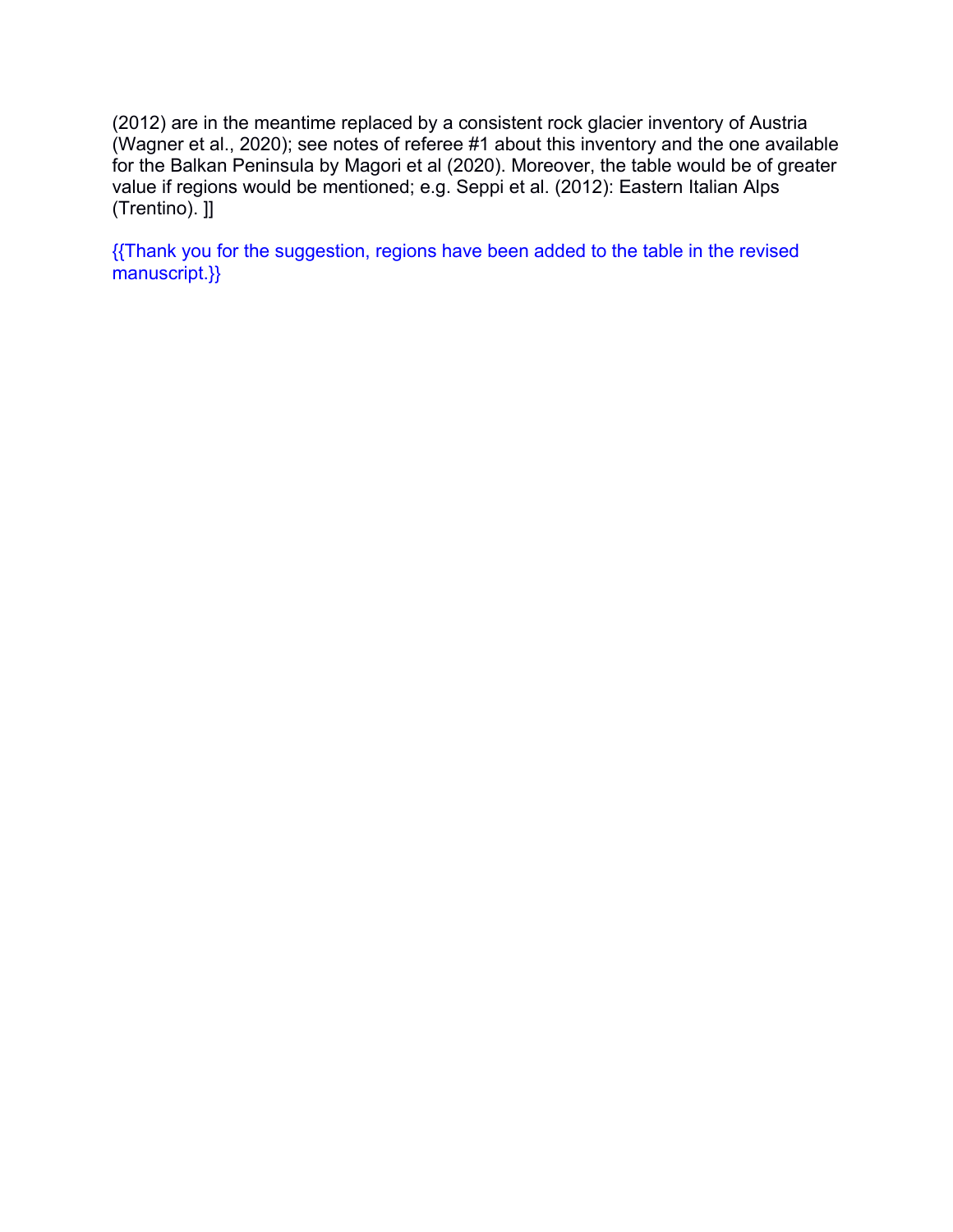(2012) are in the meantime replaced by a consistent rock glacier inventory of Austria (Wagner et al., 2020); see notes of referee #1 about this inventory and the one available for the Balkan Peninsula by Magori et al (2020). Moreover, the table would be of greater value if regions would be mentioned; e.g. Seppi et al. (2012): Eastern Italian Alps (Trentino). ]]

{{Thank you for the suggestion, regions have been added to the table in the revised manuscript.}}